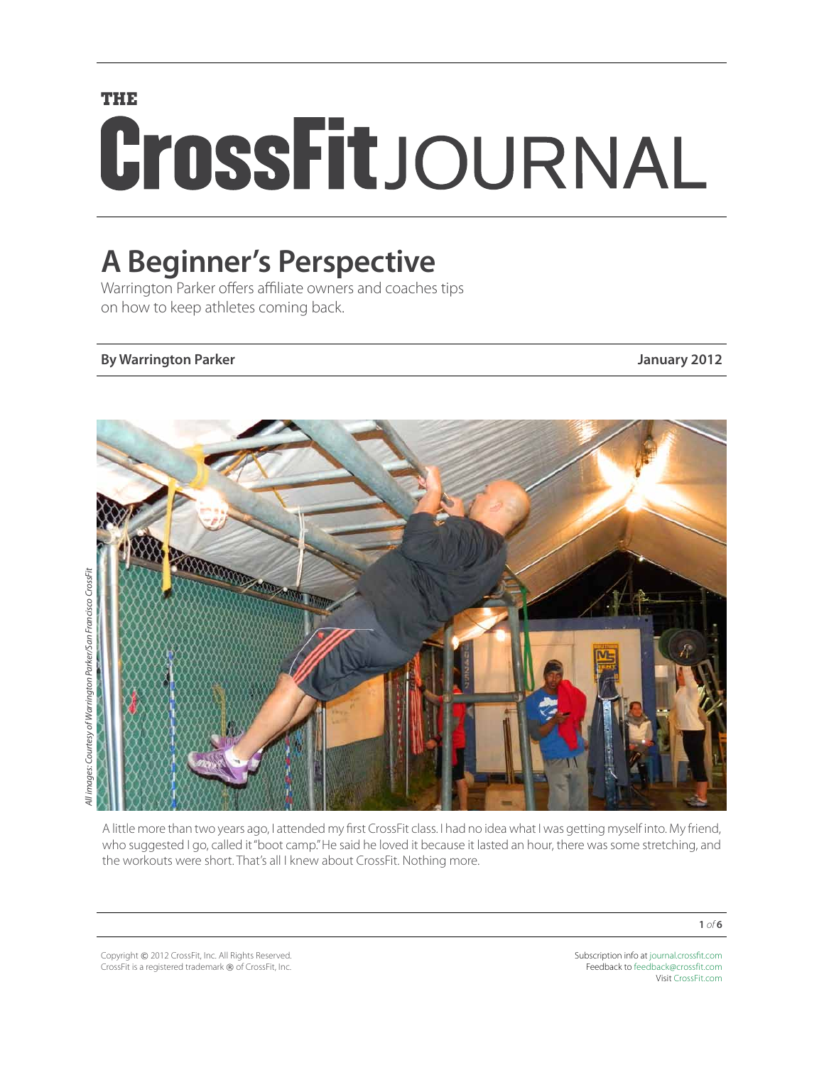THE

# CrossFit JOURNAL

## A Beginner's Perspective

Warrington Parker offers affiliate owners and coaches tips on how to keep athletes coming back.

**By Warrington Parker** **January 2012**

*All images: Courtesy of Warrington Parker/San Francisco CrossFit*

A little more than two years ago, I attended my first CrossFit class. I had no idea what I was getting myself into. My friend, who suggested I go, called it "boot camp." He said he loved it because it lasted an hour, there was some stretching, and the workouts were short. That's all I knew about CrossFit. Nothing more.

Copyright © 2012 CrossFit, Inc. All Rights Reserved.
CrossFit is a registered trademark ® of CrossFit, Inc.

Subscription info at journal.crossfit.com
Feedback to feedback@crossfit.com
Visit CrossFit.com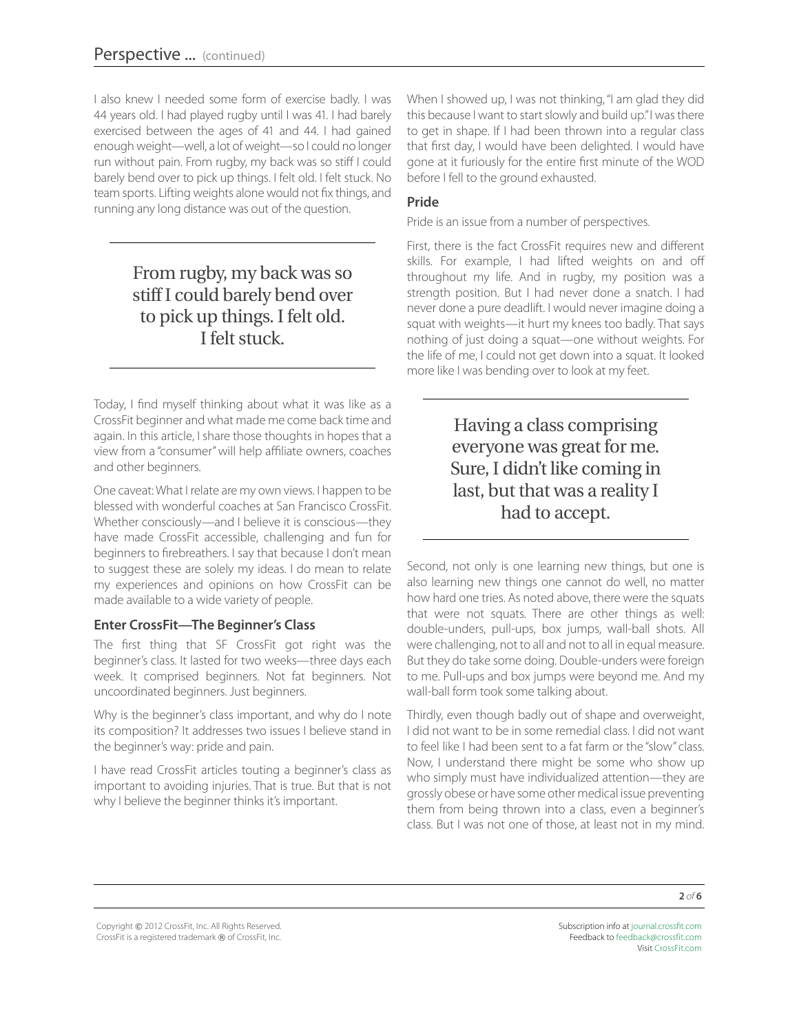I also knew I needed some form of exercise badly. I was 44 years old. I had played rugby until I was 41. I had barely exercised between the ages of 41 and 44. I had gained enough weight—well, a lot of weight—so I could no longer run without pain. From rugby, my back was so stiff I could barely bend over to pick up things. I felt old. I felt stuck. No team sports. Lifting weights alone would not fix things, and running any long distance was out of the question.

> From rugby, my back was so stiff I could barely bend over to pick up things. I felt old. I felt stuck.

Today, I find myself thinking about what it was like as a CrossFit beginner and what made me come back time and again. In this article, I share those thoughts in hopes that a view from a "consumer" will help affiliate owners, coaches and other beginners.

One caveat: What I relate are my own views. I happen to be blessed with wonderful coaches at San Francisco CrossFit. Whether consciously—and I believe it is conscious—they have made CrossFit accessible, challenging and fun for beginners to firebreathers. I say that because I don't mean to suggest these are solely my ideas. I do mean to relate my experiences and opinions on how CrossFit can be made available to a wide variety of people.

### Enter CrossFit—The Beginner's Class

The first thing that SF CrossFit got right was the beginner's class. It lasted for two weeks—three days each week. It comprised beginners. Not fat beginners. Not uncoordinated beginners. Just beginners.

Why is the beginner's class important, and why do I note its composition? It addresses two issues I believe stand in the beginner's way: pride and pain.

I have read CrossFit articles touting a beginner's class as important to avoiding injuries. That is true. But that is not why I believe the beginner thinks it's important.

When I showed up, I was not thinking, "I am glad they did this because I want to start slowly and build up." I was there to get in shape. If I had been thrown into a regular class that first day, I would have been delighted. I would have gone at it furiously for the entire first minute of the WOD before I fell to the ground exhausted.

### Pride

Pride is an issue from a number of perspectives.

First, there is the fact CrossFit requires new and different skills. For example, I had lifted weights on and off throughout my life. And in rugby, my position was a strength position. But I had never done a snatch. I had never done a pure deadlift. I would never imagine doing a squat with weights—it hurt my knees too badly. That says nothing of just doing a squat—one without weights. For the life of me, I could not get down into a squat. It looked more like I was bending over to look at my feet.

> Having a class comprising everyone was great for me. Sure, I didn't like coming in last, but that was a reality I had to accept.

Second, not only is one learning new things, but one is also learning new things one cannot do well, no matter how hard one tries. As noted above, there were the squats that were not squats. There are other things as well: double-unders, pull-ups, box jumps, wall-ball shots. All were challenging, not to all and not to all in equal measure. But they do take some doing. Double-unders were foreign to me. Pull-ups and box jumps were beyond me. And my wall-ball form took some talking about.

Thirdly, even though badly out of shape and overweight, I did not want to be in some remedial class. I did not want to feel like I had been sent to a fat farm or the "slow" class. Now, I understand there might be some who show up who simply must have individualized attention—they are grossly obese or have some other medical issue preventing them from being thrown into a class, even a beginner's class. But I was not one of those, at least not in my mind.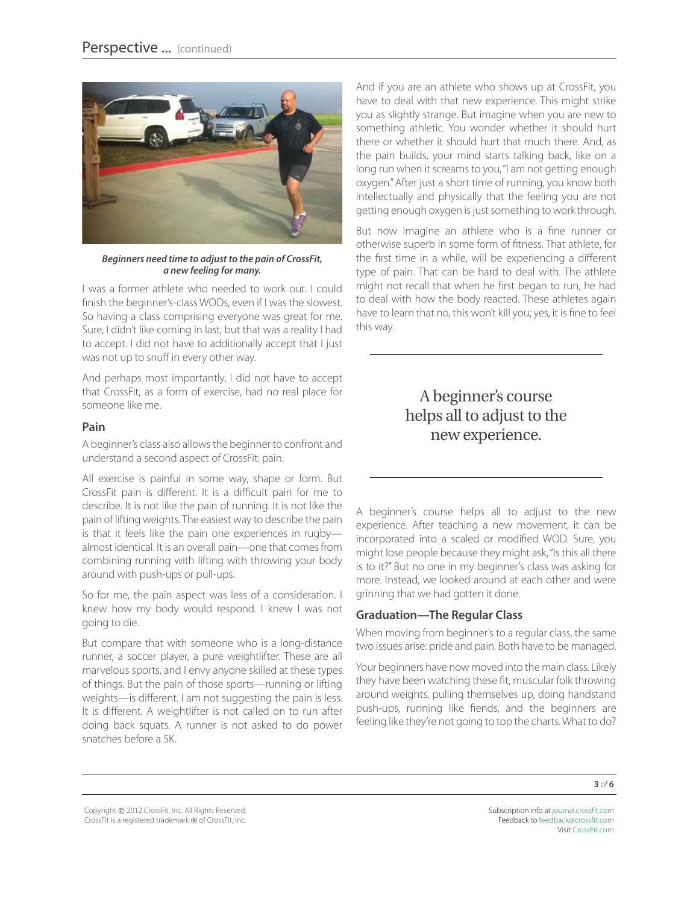*Beginners need time to adjust to the pain of CrossFit, a new feeling for many.*

I was a former athlete who needed to work out. I could finish the beginner's-class WODs, even if I was the slowest. So having a class comprising everyone was great for me. Sure, I didn't like coming in last, but that was a reality I had to accept. I did not have to additionally accept that I just was not up to snuff in every other way.

And perhaps most importantly, I did not have to accept that CrossFit, as a form of exercise, had no real place for someone like me.

### Pain

A beginner's class also allows the beginner to confront and understand a second aspect of CrossFit: pain.

All exercise is painful in some way, shape or form. But CrossFit pain is different. It is a difficult pain for me to describe. It is not like the pain of running. It is not like the pain of lifting weights. The easiest way to describe the pain is that it feels like the pain one experiences in rugby—almost identical. It is an overall pain—one that comes from combining running with lifting with throwing your body around with push-ups or pull-ups.

So for me, the pain aspect was less of a consideration. I knew how my body would respond. I knew I was not going to die.

But compare that with someone who is a long-distance runner, a soccer player, a pure weightlifter. These are all marvelous sports, and I envy anyone skilled at these types of things. But the pain of those sports—running or lifting weights—is different. I am not suggesting the pain is less. It is different. A weightlifter is not called on to run after doing back squats. A runner is not asked to do power snatches before a 5K.

And if you are an athlete who shows up at CrossFit, you have to deal with that new experience. This might strike you as slightly strange. But imagine when you are new to something athletic. You wonder whether it should hurt there or whether it should hurt that much there. And, as the pain builds, your mind starts talking back, like on a long run when it screams to you, "I am not getting enough oxygen." After just a short time of running, you know both intellectually and physically that the feeling you are not getting enough oxygen is just something to work through.

But now imagine an athlete who is a fine runner or otherwise superb in some form of fitness. That athlete, for the first time in a while, will be experiencing a different type of pain. That can be hard to deal with. The athlete might not recall that when he first began to run, he had to deal with how the body reacted. These athletes again have to learn that no, this won't kill you; yes, it is fine to feel this way.

> A beginner's course helps all to adjust to the new experience.

A beginner's course helps all to adjust to the new experience. After teaching a new movement, it can be incorporated into a scaled or modified WOD. Sure, you might lose people because they might ask, "Is this all there is to it?" But no one in my beginner's class was asking for more. Instead, we looked around at each other and were grinning that we had gotten it done.

### Graduation—The Regular Class

When moving from beginner's to a regular class, the same two issues arise: pride and pain. Both have to be managed.

Your beginners have now moved into the main class. Likely they have been watching these fit, muscular folk throwing around weights, pulling themselves up, doing handstand push-ups, running like fiends, and the beginners are feeling like they're not going to top the charts. What to do?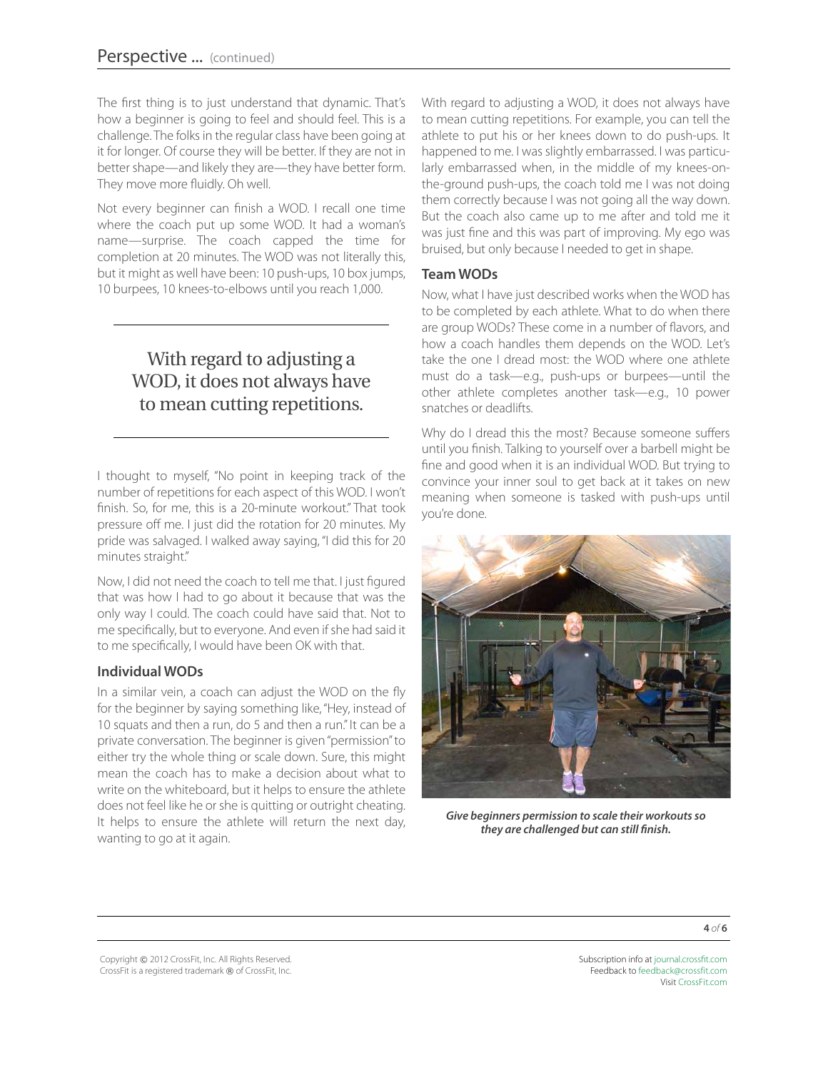The first thing is to just understand that dynamic. That's how a beginner is going to feel and should feel. This is a challenge. The folks in the regular class have been going at it for longer. Of course they will be better. If they are not in better shape—and likely they are—they have better form. They move more fluidly. Oh well.

Not every beginner can finish a WOD. I recall one time where the coach put up some WOD. It had a woman's name—surprise. The coach capped the time for completion at 20 minutes. The WOD was not literally this, but it might as well have been: 10 push-ups, 10 box jumps, 10 burpees, 10 knees-to-elbows until you reach 1,000.

> With regard to adjusting a WOD, it does not always have to mean cutting repetitions.

I thought to myself, "No point in keeping track of the number of repetitions for each aspect of this WOD. I won't finish. So, for me, this is a 20-minute workout." That took pressure off me. I just did the rotation for 20 minutes. My pride was salvaged. I walked away saying, "I did this for 20 minutes straight."

Now, I did not need the coach to tell me that. I just figured that was how I had to go about it because that was the only way I could. The coach could have said that. Not to me specifically, but to everyone. And even if she had said it to me specifically, I would have been OK with that.

### Individual WODs

In a similar vein, a coach can adjust the WOD on the fly for the beginner by saying something like, "Hey, instead of 10 squats and then a run, do 5 and then a run." It can be a private conversation. The beginner is given "permission" to either try the whole thing or scale down. Sure, this might mean the coach has to make a decision about what to write on the whiteboard, but it helps to ensure the athlete does not feel like he or she is quitting or outright cheating. It helps to ensure the athlete will return the next day, wanting to go at it again.

With regard to adjusting a WOD, it does not always have to mean cutting repetitions. For example, you can tell the athlete to put his or her knees down to do push-ups. It happened to me. I was slightly embarrassed. I was particularly embarrassed when, in the middle of my knees-on-the-ground push-ups, the coach told me I was not doing them correctly because I was not going all the way down. But the coach also came up to me after and told me it was just fine and this was part of improving. My ego was bruised, but only because I needed to get in shape.

### Team WODs

Now, what I have just described works when the WOD has to be completed by each athlete. What to do when there are group WODs? These come in a number of flavors, and how a coach handles them depends on the WOD. Let's take the one I dread most: the WOD where one athlete must do a task—e.g., push-ups or burpees—until the other athlete completes another task—e.g., 10 power snatches or deadlifts.

Why do I dread this the most? Because someone suffers until you finish. Talking to yourself over a barbell might be fine and good when it is an individual WOD. But trying to convince your inner soul to get back at it takes on new meaning when someone is tasked with push-ups until you're done.

***Give beginners permission to scale their workouts so they are challenged but can still finish.***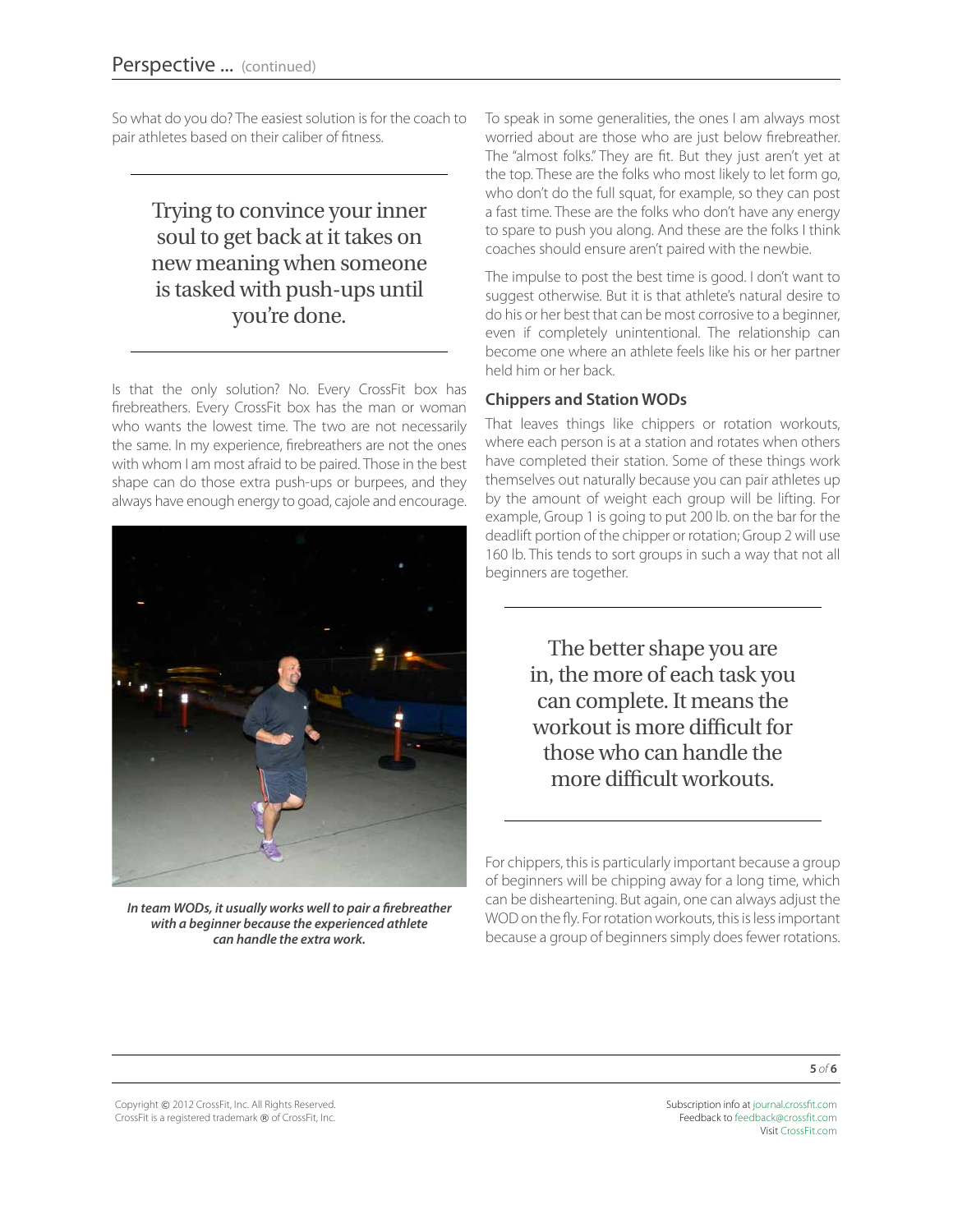So what do you do? The easiest solution is for the coach to pair athletes based on their caliber of fitness.

> Trying to convince your inner soul to get back at it takes on new meaning when someone is tasked with push-ups until you're done.

Is that the only solution? No. Every CrossFit box has firebreathers. Every CrossFit box has the man or woman who wants the lowest time. The two are not necessarily the same. In my experience, firebreathers are not the ones with whom I am most afraid to be paired. Those in the best shape can do those extra push-ups or burpees, and they always have enough energy to goad, cajole and encourage.

*In team WODs, it usually works well to pair a firebreather with a beginner because the experienced athlete can handle the extra work.*

To speak in some generalities, the ones I am always most worried about are those who are just below firebreather. The "almost folks." They are fit. But they just aren't yet at the top. These are the folks who most likely to let form go, who don't do the full squat, for example, so they can post a fast time. These are the folks who don't have any energy to spare to push you along. And these are the folks I think coaches should ensure aren't paired with the newbie.

The impulse to post the best time is good. I don't want to suggest otherwise. But it is that athlete's natural desire to do his or her best that can be most corrosive to a beginner, even if completely unintentional. The relationship can become one where an athlete feels like his or her partner held him or her back.

### Chippers and Station WODs

That leaves things like chippers or rotation workouts, where each person is at a station and rotates when others have completed their station. Some of these things work themselves out naturally because you can pair athletes up by the amount of weight each group will be lifting. For example, Group 1 is going to put 200 lb. on the bar for the deadlift portion of the chipper or rotation; Group 2 will use 160 lb. This tends to sort groups in such a way that not all beginners are together.

> The better shape you are in, the more of each task you can complete. It means the workout is more difficult for those who can handle the more difficult workouts.

For chippers, this is particularly important because a group of beginners will be chipping away for a long time, which can be disheartening. But again, one can always adjust the WOD on the fly. For rotation workouts, this is less important because a group of beginners simply does fewer rotations.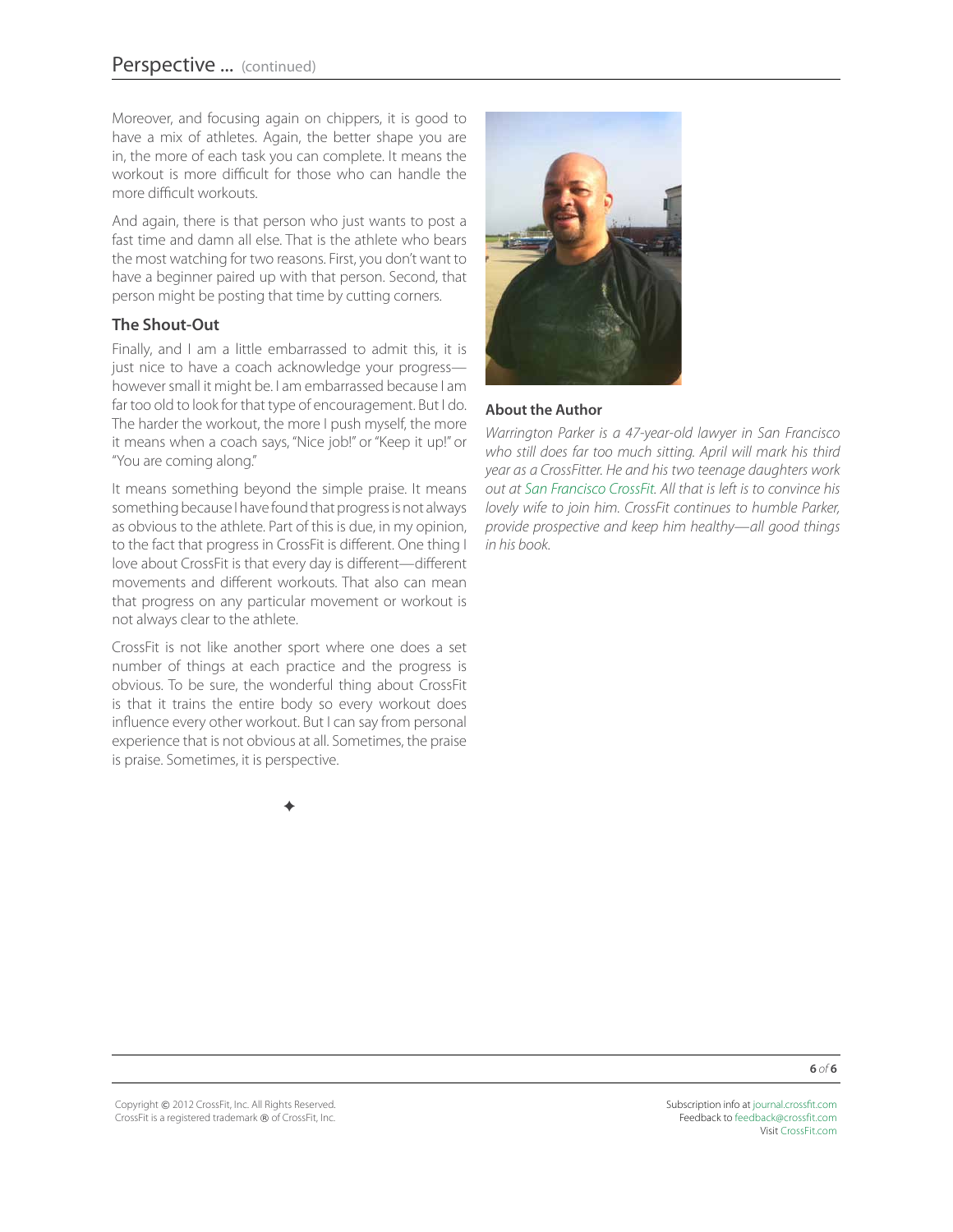Moreover, and focusing again on chippers, it is good to have a mix of athletes. Again, the better shape you are in, the more of each task you can complete. It means the workout is more difficult for those who can handle the more difficult workouts.

And again, there is that person who just wants to post a fast time and damn all else. That is the athlete who bears the most watching for two reasons. First, you don't want to have a beginner paired up with that person. Second, that person might be posting that time by cutting corners.

### The Shout-Out

Finally, and I am a little embarrassed to admit this, it is just nice to have a coach acknowledge your progress—however small it might be. I am embarrassed because I am far too old to look for that type of encouragement. But I do. The harder the workout, the more I push myself, the more it means when a coach says, "Nice job!" or "Keep it up!" or "You are coming along."

It means something beyond the simple praise. It means something because I have found that progress is not always as obvious to the athlete. Part of this is due, in my opinion, to the fact that progress in CrossFit is different. One thing I love about CrossFit is that every day is different—different movements and different workouts. That also can mean that progress on any particular movement or workout is not always clear to the athlete.

CrossFit is not like another sport where one does a set number of things at each practice and the progress is obvious. To be sure, the wonderful thing about CrossFit is that it trains the entire body so every workout does influence every other workout. But I can say from personal experience that is not obvious at all. Sometimes, the praise is praise. Sometimes, it is perspective.

✦

### About the Author

*Warrington Parker is a 47-year-old lawyer in San Francisco who still does far too much sitting. April will mark his third year as a CrossFitter. He and his two teenage daughters work out at San Francisco CrossFit. All that is left is to convince his lovely wife to join him. CrossFit continues to humble Parker, provide prospective and keep him healthy—all good things in his book.*